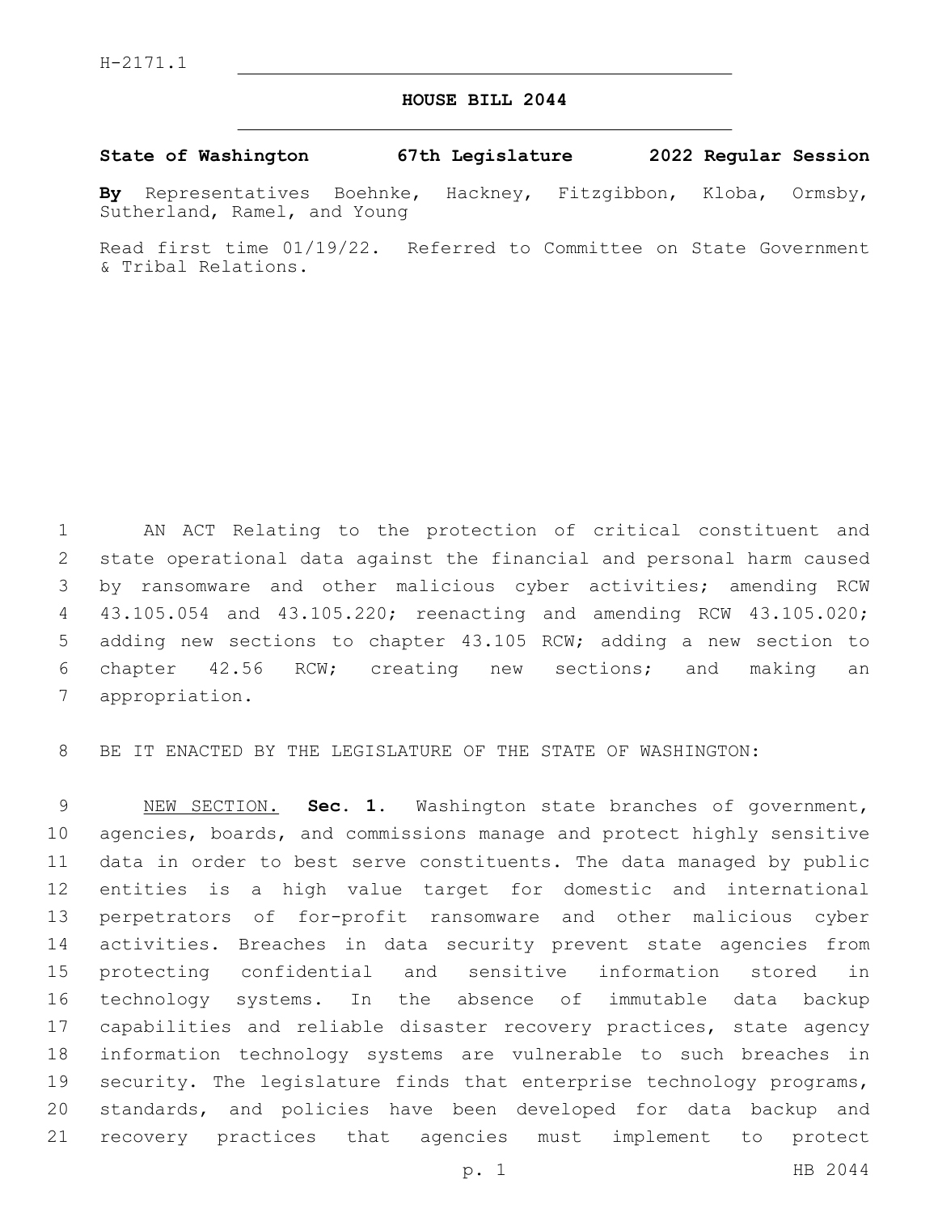H-2171.1

# HOUSE BILL 2044

**State of Washington 67th Legislature 2022 Regular Session**

**By** Representatives Boehnke, Hackney, Fitzgibbon, Kloba, Ormsby, Sutherland, Ramel, and Young

Read first time 01/19/22. Referred to Committee on State Government & Tribal Relations.

AN ACT Relating to the protection of critical constituent and state operational data against the financial and personal harm caused by ransomware and other malicious cyber activities; amending RCW 43.105.054 and 43.105.220; reenacting and amending RCW 43.105.020; adding new sections to chapter 43.105 RCW; adding a new section to chapter 42.56 RCW; creating new sections; and making an appropriation.

BE IT ENACTED BY THE LEGISLATURE OF THE STATE OF WASHINGTON:

NEW SECTION. **Sec. 1.** Washington state branches of government, agencies, boards, and commissions manage and protect highly sensitive data in order to best serve constituents. The data managed by public entities is a high value target for domestic and international perpetrators of for-profit ransomware and other malicious cyber activities. Breaches in data security prevent state agencies from protecting confidential and sensitive information stored in technology systems. In the absence of immutable data backup capabilities and reliable disaster recovery practices, state agency information technology systems are vulnerable to such breaches in security. The legislature finds that enterprise technology programs, standards, and policies have been developed for data backup and recovery practices that agencies must implement to protect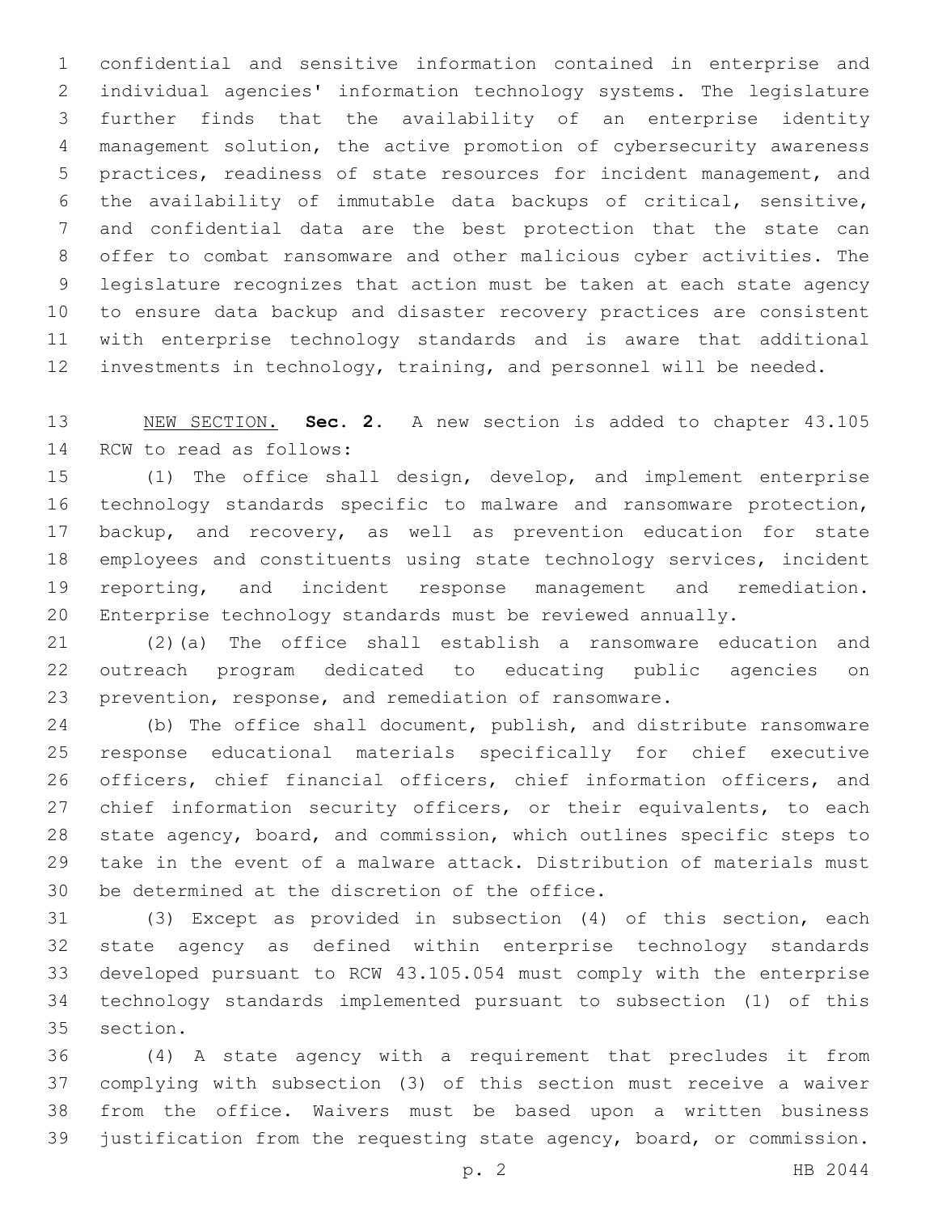confidential and sensitive information contained in enterprise and individual agencies' information technology systems. The legislature further finds that the availability of an enterprise identity management solution, the active promotion of cybersecurity awareness practices, readiness of state resources for incident management, and the availability of immutable data backups of critical, sensitive, and confidential data are the best protection that the state can offer to combat ransomware and other malicious cyber activities. The legislature recognizes that action must be taken at each state agency to ensure data backup and disaster recovery practices are consistent with enterprise technology standards and is aware that additional investments in technology, training, and personnel will be needed.

NEW SECTION. **Sec. 2.** A new section is added to chapter 43.105 RCW to read as follows:

(1) The office shall design, develop, and implement enterprise technology standards specific to malware and ransomware protection, backup, and recovery, as well as prevention education for state employees and constituents using state technology services, incident reporting, and incident response management and remediation. Enterprise technology standards must be reviewed annually.

(2)(a) The office shall establish a ransomware education and outreach program dedicated to educating public agencies on prevention, response, and remediation of ransomware.

(b) The office shall document, publish, and distribute ransomware response educational materials specifically for chief executive officers, chief financial officers, chief information officers, and chief information security officers, or their equivalents, to each state agency, board, and commission, which outlines specific steps to take in the event of a malware attack. Distribution of materials must be determined at the discretion of the office.

(3) Except as provided in subsection (4) of this section, each state agency as defined within enterprise technology standards developed pursuant to RCW 43.105.054 must comply with the enterprise technology standards implemented pursuant to subsection (1) of this section.

(4) A state agency with a requirement that precludes it from complying with subsection (3) of this section must receive a waiver from the office. Waivers must be based upon a written business justification from the requesting state agency, board, or commission.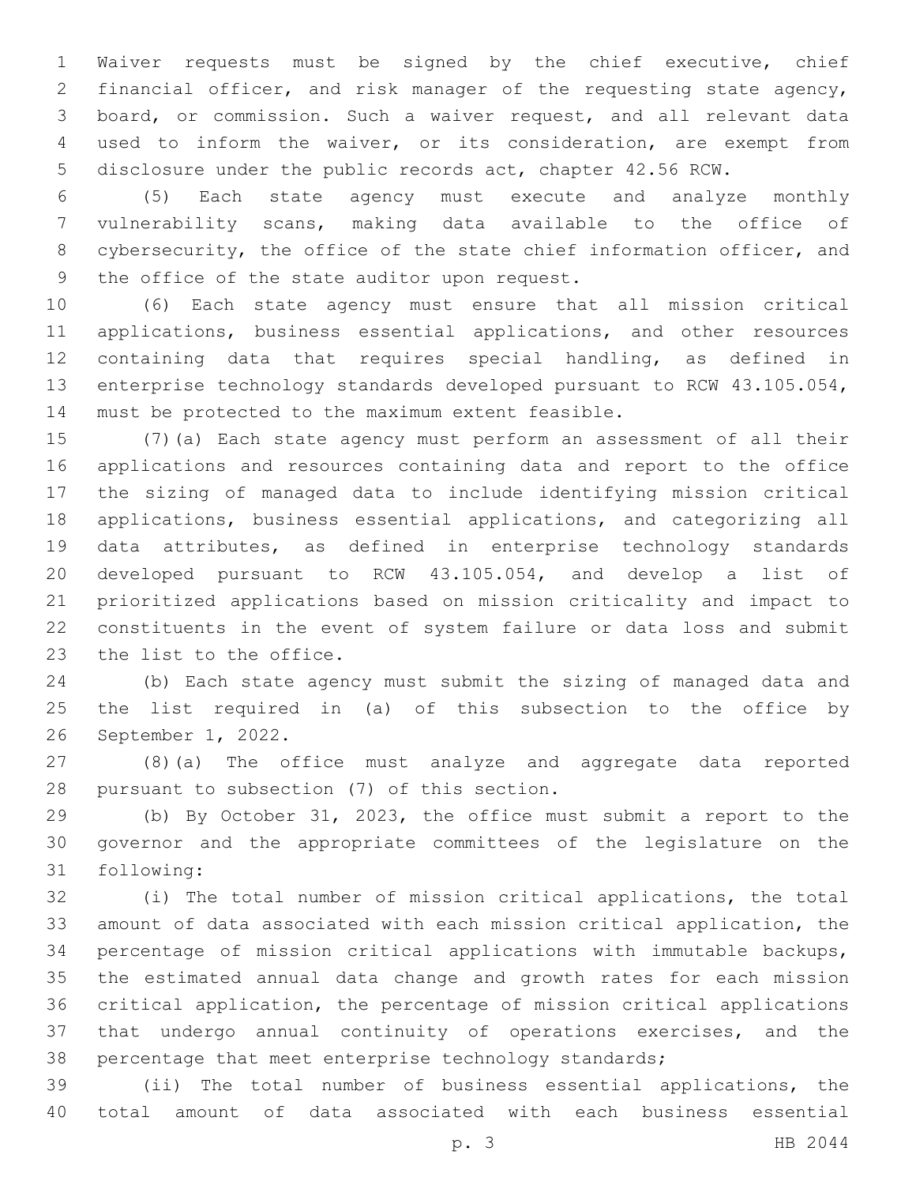Waiver requests must be signed by the chief executive, chief financial officer, and risk manager of the requesting state agency, board, or commission. Such a waiver request, and all relevant data used to inform the waiver, or its consideration, are exempt from disclosure under the public records act, chapter 42.56 RCW.

(5) Each state agency must execute and analyze monthly vulnerability scans, making data available to the office of cybersecurity, the office of the state chief information officer, and the office of the state auditor upon request.

(6) Each state agency must ensure that all mission critical applications, business essential applications, and other resources containing data that requires special handling, as defined in enterprise technology standards developed pursuant to RCW 43.105.054, must be protected to the maximum extent feasible.

(7)(a) Each state agency must perform an assessment of all their applications and resources containing data and report to the office the sizing of managed data to include identifying mission critical applications, business essential applications, and categorizing all data attributes, as defined in enterprise technology standards developed pursuant to RCW 43.105.054, and develop a list of prioritized applications based on mission criticality and impact to constituents in the event of system failure or data loss and submit the list to the office.

(b) Each state agency must submit the sizing of managed data and the list required in (a) of this subsection to the office by September 1, 2022.

(8)(a) The office must analyze and aggregate data reported pursuant to subsection (7) of this section.

(b) By October 31, 2023, the office must submit a report to the governor and the appropriate committees of the legislature on the following:

(i) The total number of mission critical applications, the total amount of data associated with each mission critical application, the percentage of mission critical applications with immutable backups, the estimated annual data change and growth rates for each mission critical application, the percentage of mission critical applications that undergo annual continuity of operations exercises, and the percentage that meet enterprise technology standards;

(ii) The total number of business essential applications, the total amount of data associated with each business essential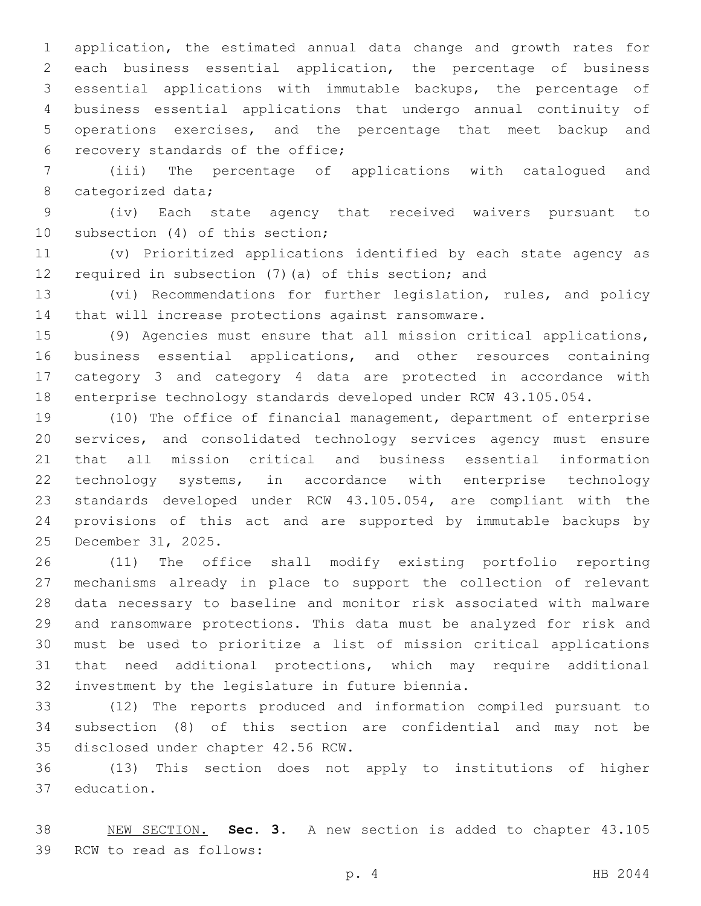application, the estimated annual data change and growth rates for each business essential application, the percentage of business essential applications with immutable backups, the percentage of business essential applications that undergo annual continuity of operations exercises, and the percentage that meet backup and recovery standards of the office;

(iii) The percentage of applications with catalogued and categorized data;

(iv) Each state agency that received waivers pursuant to subsection (4) of this section;

(v) Prioritized applications identified by each state agency as required in subsection (7)(a) of this section; and

(vi) Recommendations for further legislation, rules, and policy that will increase protections against ransomware.

(9) Agencies must ensure that all mission critical applications, business essential applications, and other resources containing category 3 and category 4 data are protected in accordance with enterprise technology standards developed under RCW 43.105.054.

(10) The office of financial management, department of enterprise services, and consolidated technology services agency must ensure that all mission critical and business essential information technology systems, in accordance with enterprise technology standards developed under RCW 43.105.054, are compliant with the provisions of this act and are supported by immutable backups by December 31, 2025.

(11) The office shall modify existing portfolio reporting mechanisms already in place to support the collection of relevant data necessary to baseline and monitor risk associated with malware and ransomware protections. This data must be analyzed for risk and must be used to prioritize a list of mission critical applications that need additional protections, which may require additional investment by the legislature in future biennia.

(12) The reports produced and information compiled pursuant to subsection (8) of this section are confidential and may not be disclosed under chapter 42.56 RCW.

(13) This section does not apply to institutions of higher education.

NEW SECTION. **Sec. 3.** A new section is added to chapter 43.105 RCW to read as follows: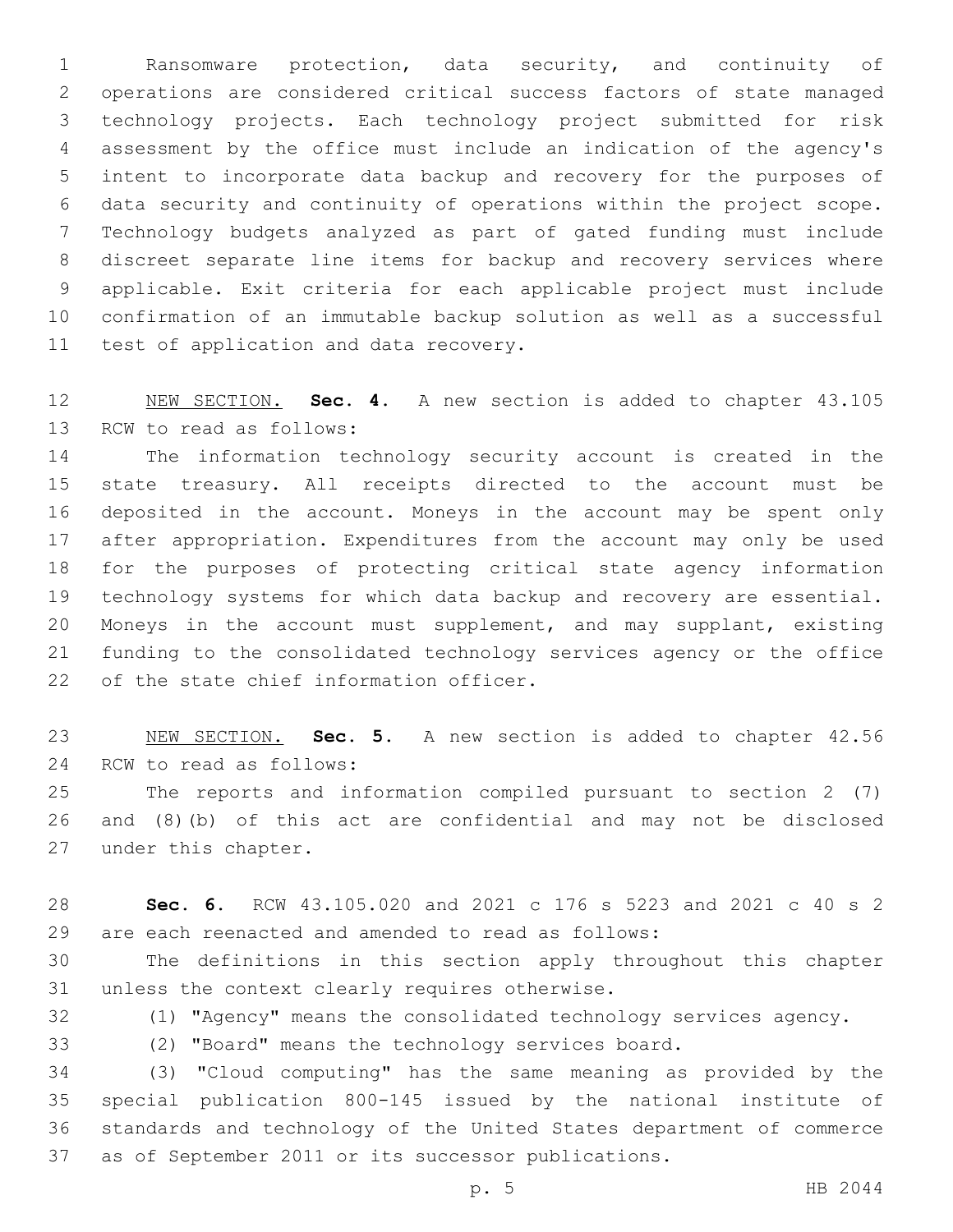Ransomware protection, data security, and continuity of operations are considered critical success factors of state managed technology projects. Each technology project submitted for risk assessment by the office must include an indication of the agency's intent to incorporate data backup and recovery for the purposes of data security and continuity of operations within the project scope. Technology budgets analyzed as part of gated funding must include discreet separate line items for backup and recovery services where applicable. Exit criteria for each applicable project must include confirmation of an immutable backup solution as well as a successful test of application and data recovery.

NEW SECTION. **Sec. 4.** A new section is added to chapter 43.105 RCW to read as follows:

The information technology security account is created in the state treasury. All receipts directed to the account must be deposited in the account. Moneys in the account may be spent only after appropriation. Expenditures from the account may only be used for the purposes of protecting critical state agency information technology systems for which data backup and recovery are essential. Moneys in the account must supplement, and may supplant, existing funding to the consolidated technology services agency or the office of the state chief information officer.

NEW SECTION. **Sec. 5.** A new section is added to chapter 42.56 RCW to read as follows:

The reports and information compiled pursuant to section 2 (7) and (8)(b) of this act are confidential and may not be disclosed under this chapter.

**Sec. 6.** RCW 43.105.020 and 2021 c 176 s 5223 and 2021 c 40 s 2 are each reenacted and amended to read as follows:

The definitions in this section apply throughout this chapter unless the context clearly requires otherwise.

(1) "Agency" means the consolidated technology services agency.

(2) "Board" means the technology services board.

(3) "Cloud computing" has the same meaning as provided by the special publication 800-145 issued by the national institute of standards and technology of the United States department of commerce as of September 2011 or its successor publications.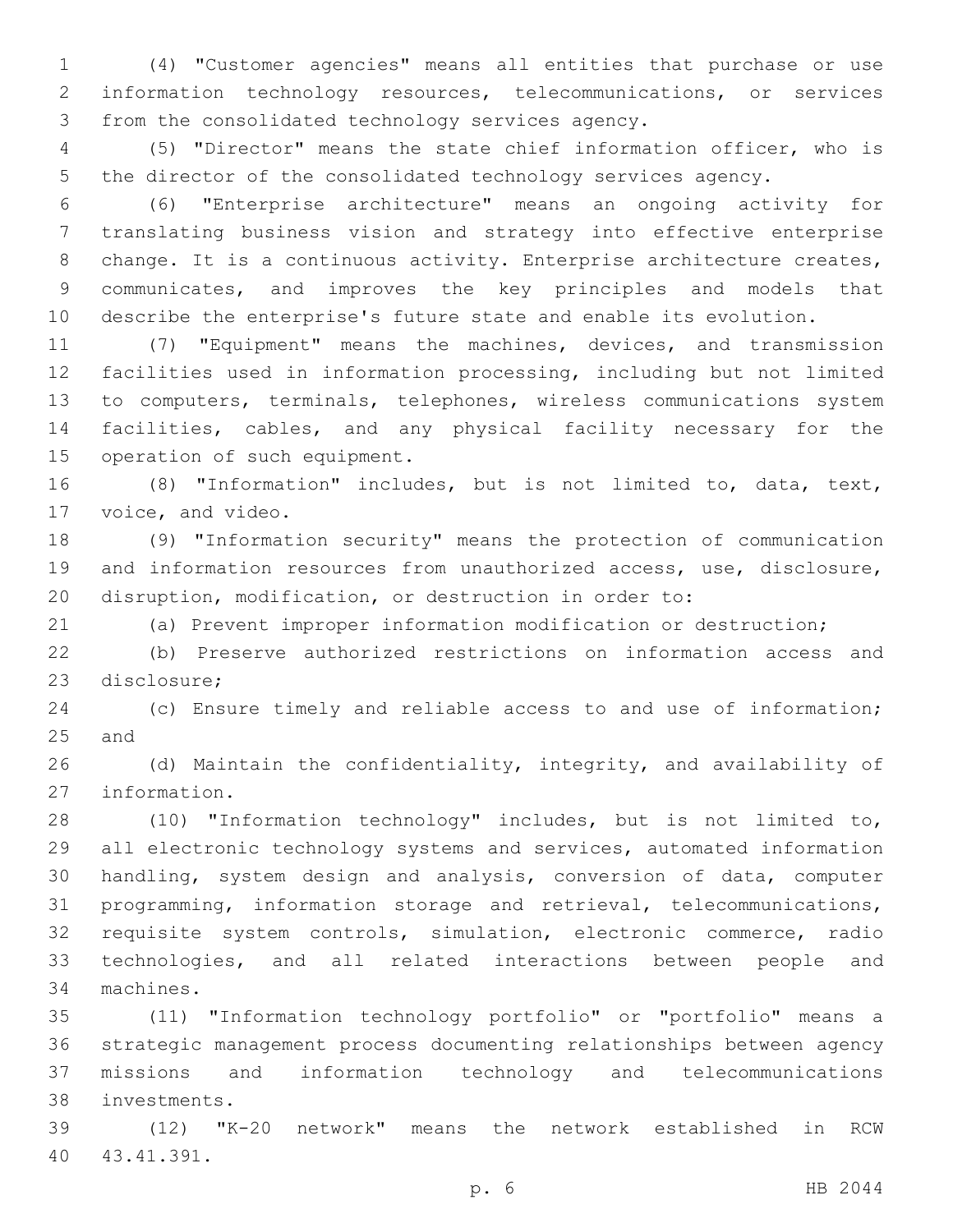(4) "Customer agencies" means all entities that purchase or use information technology resources, telecommunications, or services from the consolidated technology services agency.

(5) "Director" means the state chief information officer, who is the director of the consolidated technology services agency.

(6) "Enterprise architecture" means an ongoing activity for translating business vision and strategy into effective enterprise change. It is a continuous activity. Enterprise architecture creates, communicates, and improves the key principles and models that describe the enterprise's future state and enable its evolution.

(7) "Equipment" means the machines, devices, and transmission facilities used in information processing, including but not limited to computers, terminals, telephones, wireless communications system facilities, cables, and any physical facility necessary for the operation of such equipment.

(8) "Information" includes, but is not limited to, data, text, voice, and video.

(9) "Information security" means the protection of communication and information resources from unauthorized access, use, disclosure, disruption, modification, or destruction in order to:

(a) Prevent improper information modification or destruction;

(b) Preserve authorized restrictions on information access and disclosure;

(c) Ensure timely and reliable access to and use of information; and

(d) Maintain the confidentiality, integrity, and availability of information.

(10) "Information technology" includes, but is not limited to, all electronic technology systems and services, automated information handling, system design and analysis, conversion of data, computer programming, information storage and retrieval, telecommunications, requisite system controls, simulation, electronic commerce, radio technologies, and all related interactions between people and machines.

(11) "Information technology portfolio" or "portfolio" means a strategic management process documenting relationships between agency missions and information technology and telecommunications investments.

(12) "K-20 network" means the network established in RCW 43.41.391.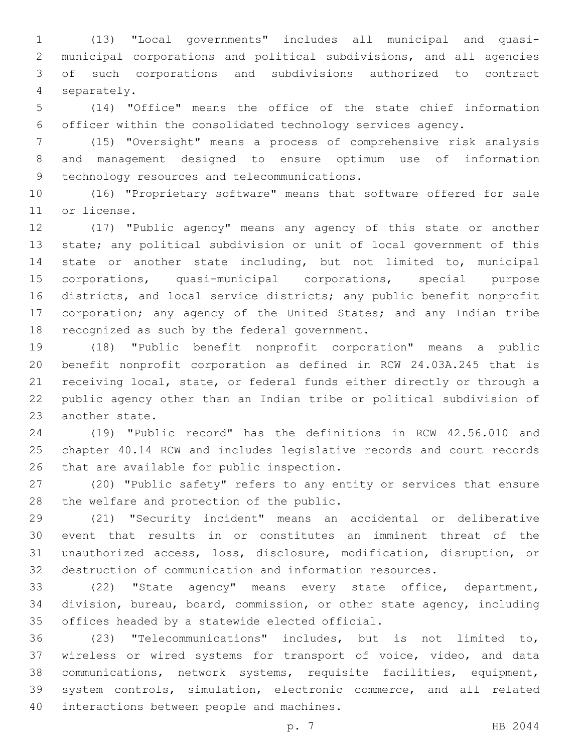(13) "Local governments" includes all municipal and quasi-municipal corporations and political subdivisions, and all agencies of such corporations and subdivisions authorized to contract separately.

(14) "Office" means the office of the state chief information officer within the consolidated technology services agency.

(15) "Oversight" means a process of comprehensive risk analysis and management designed to ensure optimum use of information technology resources and telecommunications.

(16) "Proprietary software" means that software offered for sale or license.

(17) "Public agency" means any agency of this state or another state; any political subdivision or unit of local government of this state or another state including, but not limited to, municipal corporations, quasi-municipal corporations, special purpose districts, and local service districts; any public benefit nonprofit corporation; any agency of the United States; and any Indian tribe recognized as such by the federal government.

(18) "Public benefit nonprofit corporation" means a public benefit nonprofit corporation as defined in RCW 24.03A.245 that is receiving local, state, or federal funds either directly or through a public agency other than an Indian tribe or political subdivision of another state.

(19) "Public record" has the definitions in RCW 42.56.010 and chapter 40.14 RCW and includes legislative records and court records that are available for public inspection.

(20) "Public safety" refers to any entity or services that ensure the welfare and protection of the public.

(21) "Security incident" means an accidental or deliberative event that results in or constitutes an imminent threat of the unauthorized access, loss, disclosure, modification, disruption, or destruction of communication and information resources.

(22) "State agency" means every state office, department, division, bureau, board, commission, or other state agency, including offices headed by a statewide elected official.

(23) "Telecommunications" includes, but is not limited to, wireless or wired systems for transport of voice, video, and data communications, network systems, requisite facilities, equipment, system controls, simulation, electronic commerce, and all related interactions between people and machines.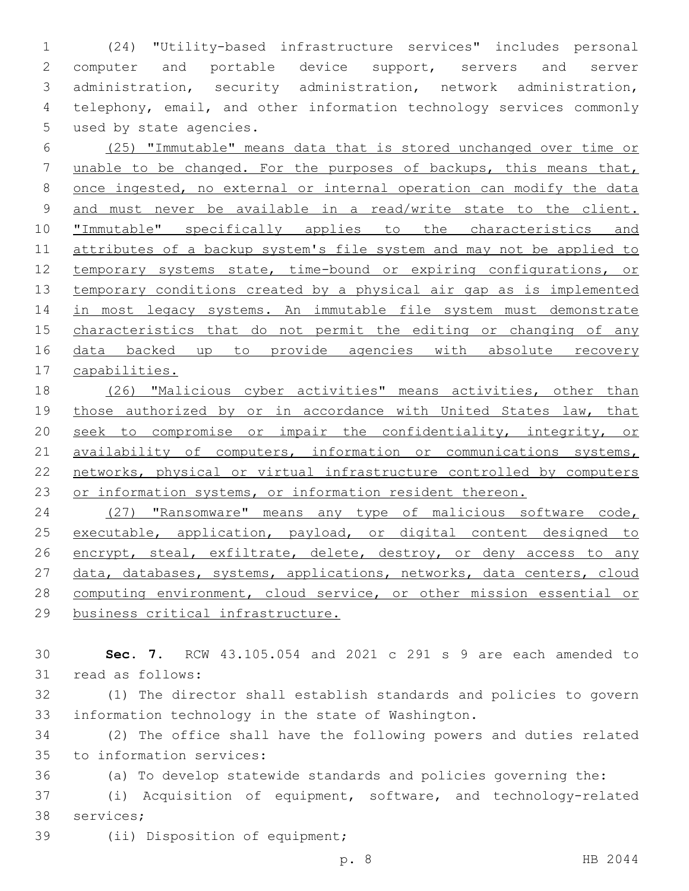(24) "Utility-based infrastructure services" includes personal computer and portable device support, servers and server administration, security administration, network administration, telephony, email, and other information technology services commonly used by state agencies.

(25) "Immutable" means data that is stored unchanged over time or unable to be changed. For the purposes of backups, this means that, once ingested, no external or internal operation can modify the data and must never be available in a read/write state to the client. "Immutable" specifically applies to the characteristics and attributes of a backup system's file system and may not be applied to temporary systems state, time-bound or expiring configurations, or temporary conditions created by a physical air gap as is implemented in most legacy systems. An immutable file system must demonstrate characteristics that do not permit the editing or changing of any data backed up to provide agencies with absolute recovery capabilities.

(26) "Malicious cyber activities" means activities, other than those authorized by or in accordance with United States law, that seek to compromise or impair the confidentiality, integrity, or availability of computers, information or communications systems, networks, physical or virtual infrastructure controlled by computers or information systems, or information resident thereon.

(27) "Ransomware" means any type of malicious software code, executable, application, payload, or digital content designed to encrypt, steal, exfiltrate, delete, destroy, or deny access to any data, databases, systems, applications, networks, data centers, cloud computing environment, cloud service, or other mission essential or business critical infrastructure.

**Sec. 7.** RCW 43.105.054 and 2021 c 291 s 9 are each amended to read as follows:

(1) The director shall establish standards and policies to govern information technology in the state of Washington.

(2) The office shall have the following powers and duties related to information services:

(a) To develop statewide standards and policies governing the:

(i) Acquisition of equipment, software, and technology-related services;

(ii) Disposition of equipment;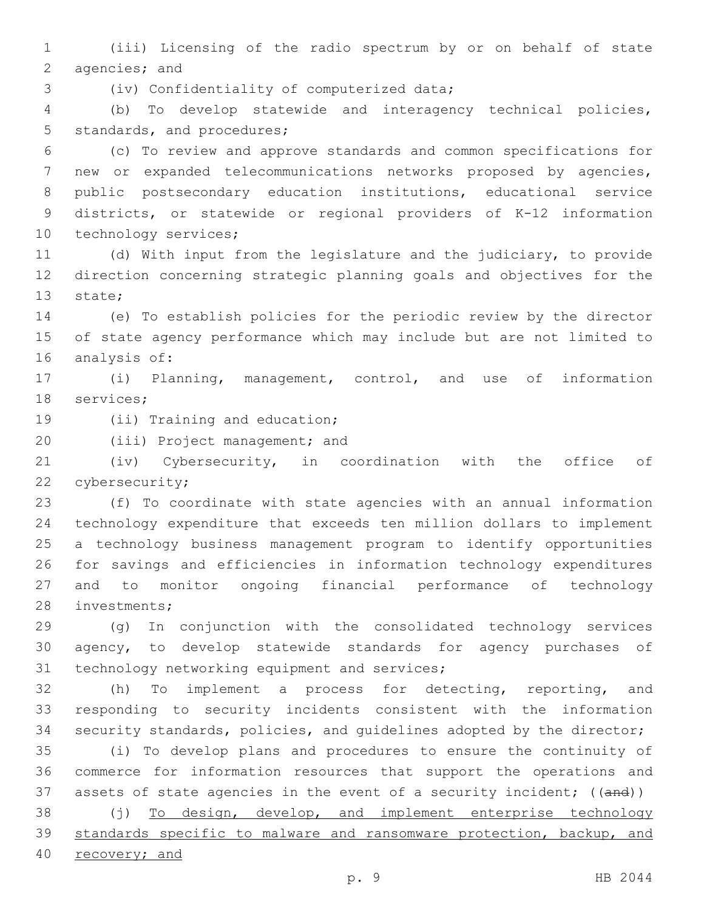(iii) Licensing of the radio spectrum by or on behalf of state agencies; and

(iv) Confidentiality of computerized data;

(b) To develop statewide and interagency technical policies, standards, and procedures;

(c) To review and approve standards and common specifications for new or expanded telecommunications networks proposed by agencies, public postsecondary education institutions, educational service districts, or statewide or regional providers of K-12 information technology services;

(d) With input from the legislature and the judiciary, to provide direction concerning strategic planning goals and objectives for the state;

(e) To establish policies for the periodic review by the director of state agency performance which may include but are not limited to analysis of:

(i) Planning, management, control, and use of information services;

(ii) Training and education;

(iii) Project management; and

(iv) Cybersecurity, in coordination with the office of cybersecurity;

(f) To coordinate with state agencies with an annual information technology expenditure that exceeds ten million dollars to implement a technology business management program to identify opportunities for savings and efficiencies in information technology expenditures and to monitor ongoing financial performance of technology investments;

(g) In conjunction with the consolidated technology services agency, to develop statewide standards for agency purchases of technology networking equipment and services;

(h) To implement a process for detecting, reporting, and responding to security incidents consistent with the information security standards, policies, and guidelines adopted by the director;

(i) To develop plans and procedures to ensure the continuity of commerce for information resources that support the operations and assets of state agencies in the event of a security incident; ((~~and~~))

(j) <u>To design, develop, and implement enterprise technology standards specific to malware and ransomware protection, backup, and recovery; and</u>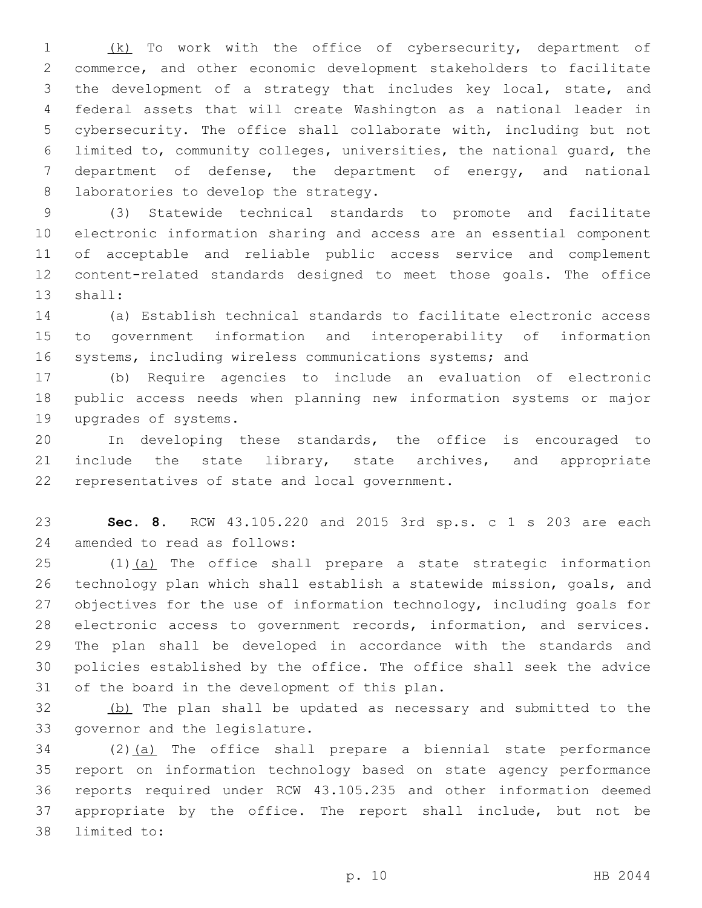(k) To work with the office of cybersecurity, department of commerce, and other economic development stakeholders to facilitate the development of a strategy that includes key local, state, and federal assets that will create Washington as a national leader in cybersecurity. The office shall collaborate with, including but not limited to, community colleges, universities, the national guard, the department of defense, the department of energy, and national laboratories to develop the strategy.

(3) Statewide technical standards to promote and facilitate electronic information sharing and access are an essential component of acceptable and reliable public access service and complement content-related standards designed to meet those goals. The office shall:

(a) Establish technical standards to facilitate electronic access to government information and interoperability of information systems, including wireless communications systems; and

(b) Require agencies to include an evaluation of electronic public access needs when planning new information systems or major upgrades of systems.

In developing these standards, the office is encouraged to include the state library, state archives, and appropriate representatives of state and local government.

**Sec. 8.** RCW 43.105.220 and 2015 3rd sp.s. c 1 s 203 are each amended to read as follows:

(1)(a) The office shall prepare a state strategic information technology plan which shall establish a statewide mission, goals, and objectives for the use of information technology, including goals for electronic access to government records, information, and services. The plan shall be developed in accordance with the standards and policies established by the office. The office shall seek the advice of the board in the development of this plan.

(b) The plan shall be updated as necessary and submitted to the governor and the legislature.

(2)(a) The office shall prepare a biennial state performance report on information technology based on state agency performance reports required under RCW 43.105.235 and other information deemed appropriate by the office. The report shall include, but not be limited to: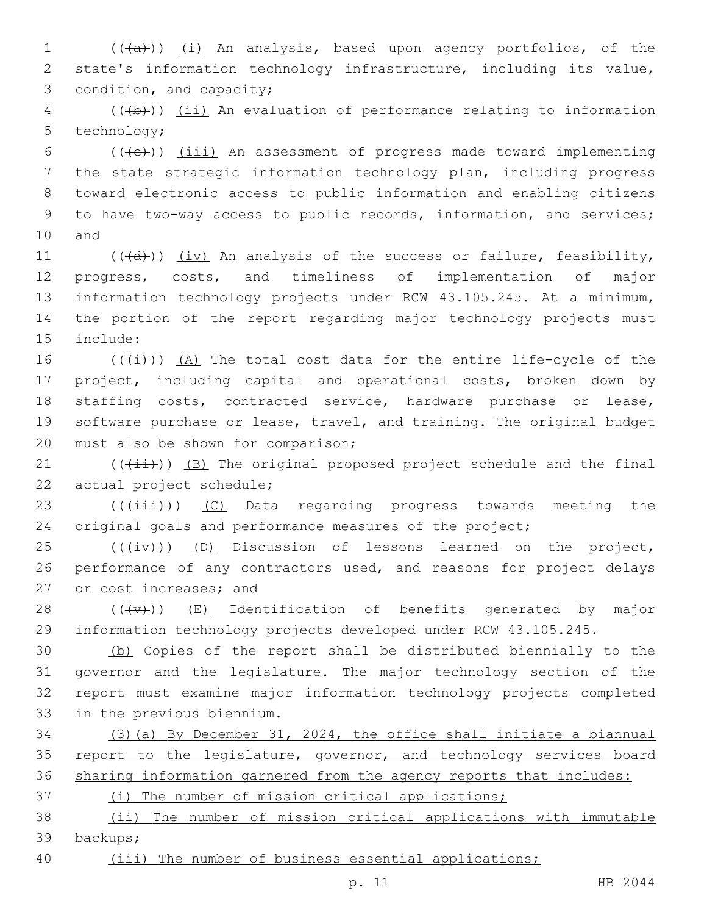((~~(a)~~)) <u>(i)</u> An analysis, based upon agency portfolios, of the state's information technology infrastructure, including its value, condition, and capacity;

((~~(b)~~)) <u>(ii)</u> An evaluation of performance relating to information technology;

((~~(c)~~)) <u>(iii)</u> An assessment of progress made toward implementing the state strategic information technology plan, including progress toward electronic access to public information and enabling citizens to have two-way access to public records, information, and services; and

((~~(d)~~)) <u>(iv)</u> An analysis of the success or failure, feasibility, progress, costs, and timeliness of implementation of major information technology projects under RCW 43.105.245. At a minimum, the portion of the report regarding major technology projects must include:

((~~(i)~~)) <u>(A)</u> The total cost data for the entire life-cycle of the project, including capital and operational costs, broken down by staffing costs, contracted service, hardware purchase or lease, software purchase or lease, travel, and training. The original budget must also be shown for comparison;

((~~(ii)~~)) <u>(B)</u> The original proposed project schedule and the final actual project schedule;

((~~(iii)~~)) <u>(C)</u> Data regarding progress towards meeting the original goals and performance measures of the project;

((~~(iv)~~)) <u>(D)</u> Discussion of lessons learned on the project, performance of any contractors used, and reasons for project delays or cost increases; and

((~~(v)~~)) <u>(E)</u> Identification of benefits generated by major information technology projects developed under RCW 43.105.245.

<u>(b)</u> Copies of the report shall be distributed biennially to the governor and the legislature. The major technology section of the report must examine major information technology projects completed in the previous biennium.

<u>(3)(a) By December 31, 2024, the office shall initiate a biannual report to the legislature, governor, and technology services board sharing information garnered from the agency reports that includes:</u>

<u>(i) The number of mission critical applications;</u>

<u>(ii) The number of mission critical applications with immutable backups;</u>

<u>(iii) The number of business essential applications;</u>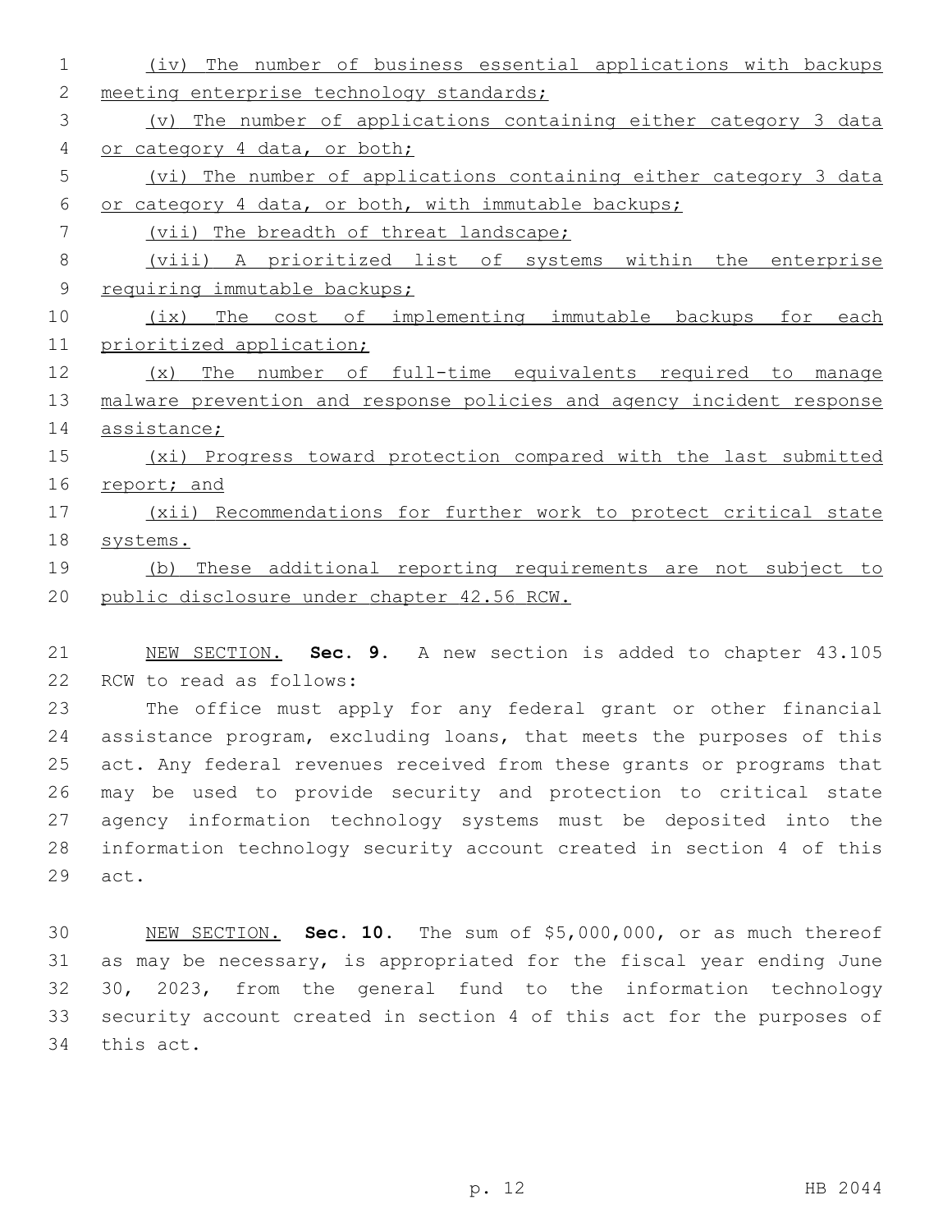(iv) The number of business essential applications with backups meeting enterprise technology standards;

(v) The number of applications containing either category 3 data or category 4 data, or both;

(vi) The number of applications containing either category 3 data or category 4 data, or both, with immutable backups;

(vii) The breadth of threat landscape;

(viii) A prioritized list of systems within the enterprise requiring immutable backups;

(ix) The cost of implementing immutable backups for each prioritized application;

(x) The number of full-time equivalents required to manage malware prevention and response policies and agency incident response assistance;

(xi) Progress toward protection compared with the last submitted report; and

(xii) Recommendations for further work to protect critical state systems.

(b) These additional reporting requirements are not subject to public disclosure under chapter 42.56 RCW.

NEW SECTION. **Sec. 9.** A new section is added to chapter 43.105 RCW to read as follows:

The office must apply for any federal grant or other financial assistance program, excluding loans, that meets the purposes of this act. Any federal revenues received from these grants or programs that may be used to provide security and protection to critical state agency information technology systems must be deposited into the information technology security account created in section 4 of this act.

NEW SECTION. **Sec. 10.** The sum of $5,000,000, or as much thereof as may be necessary, is appropriated for the fiscal year ending June 30, 2023, from the general fund to the information technology security account created in section 4 of this act for the purposes of this act.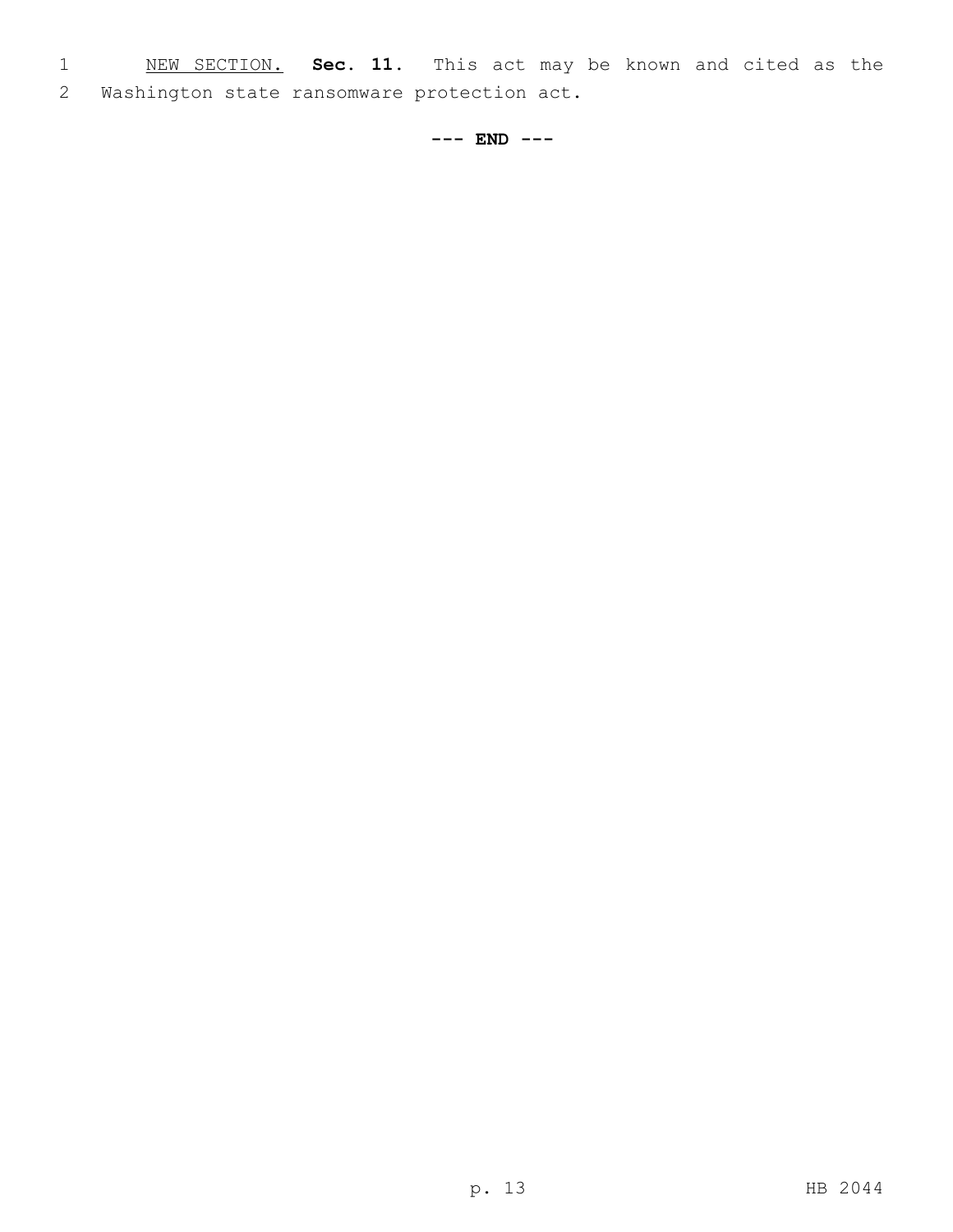NEW SECTION. **Sec. 11.** This act may be known and cited as the Washington state ransomware protection act.

**--- END ---**